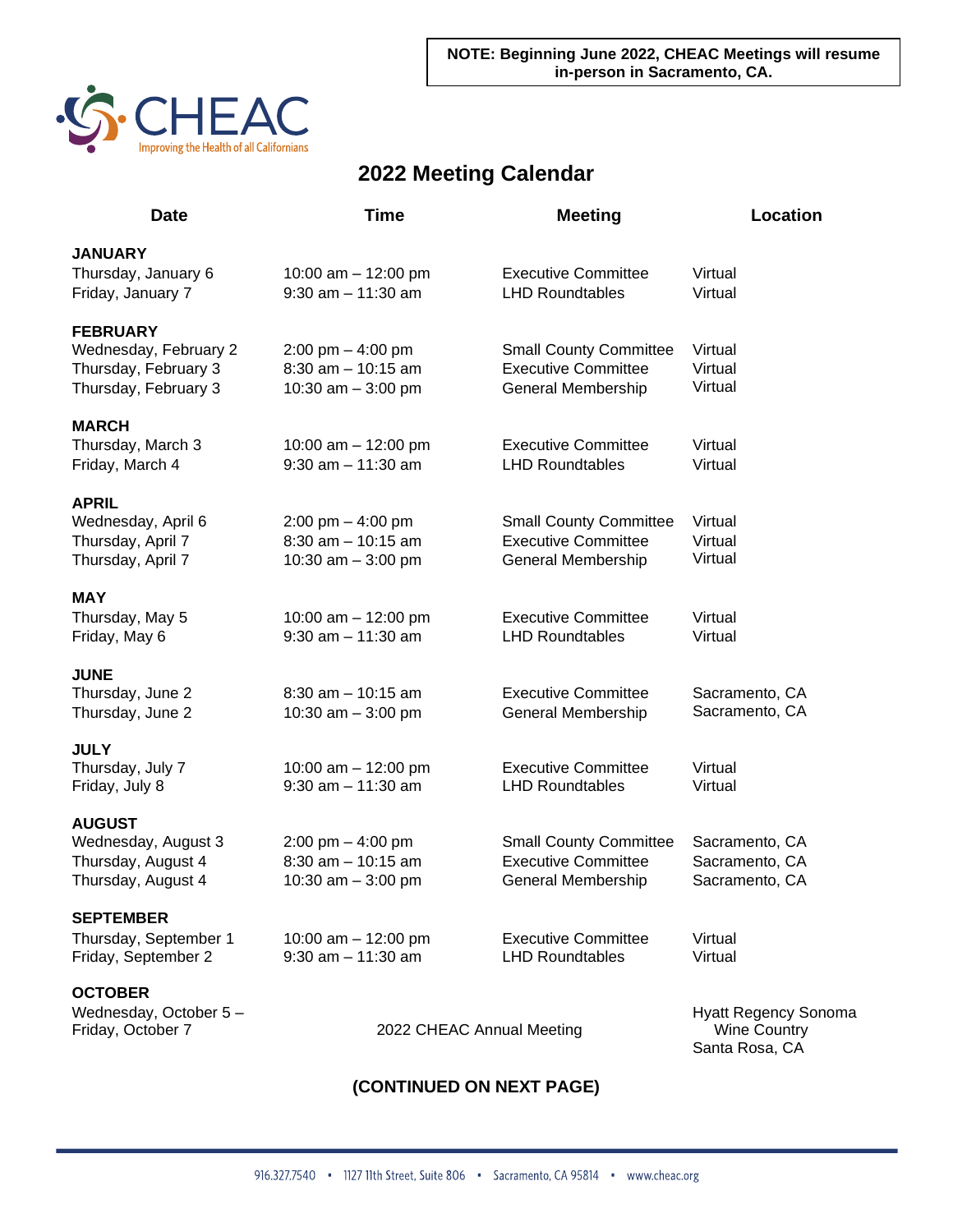**NOTE: Beginning June 2022, CHEAC Meetings will resume in-person in Sacramento, CA.**

CHEAC

Improving the Health of all Californians

# 2022 Meeting Calendar

| Date | Time | Meeting | Location |
|---|---|---|---|
| **JANUARY** | | | |
| Thursday, January 6 | 10:00 am – 12:00 pm | Executive Committee | Virtual |
| Friday, January 7 | 9:30 am – 11:30 am | LHD Roundtables | Virtual |
| **FEBRUARY** | | | |
| Wednesday, February 2 | 2:00 pm – 4:00 pm | Small County Committee | Virtual |
| Thursday, February 3 | 8:30 am – 10:15 am | Executive Committee | Virtual |
| Thursday, February 3 | 10:30 am – 3:00 pm | General Membership | Virtual |
| **MARCH** | | | |
| Thursday, March 3 | 10:00 am – 12:00 pm | Executive Committee | Virtual |
| Friday, March 4 | 9:30 am – 11:30 am | LHD Roundtables | Virtual |
| **APRIL** | | | |
| Wednesday, April 6 | 2:00 pm – 4:00 pm | Small County Committee | Virtual |
| Thursday, April 7 | 8:30 am – 10:15 am | Executive Committee | Virtual |
| Thursday, April 7 | 10:30 am – 3:00 pm | General Membership | Virtual |
| **MAY** | | | |
| Thursday, May 5 | 10:00 am – 12:00 pm | Executive Committee | Virtual |
| Friday, May 6 | 9:30 am – 11:30 am | LHD Roundtables | Virtual |
| **JUNE** | | | |
| Thursday, June 2 | 8:30 am – 10:15 am | Executive Committee | Sacramento, CA |
| Thursday, June 2 | 10:30 am – 3:00 pm | General Membership | Sacramento, CA |
| **JULY** | | | |
| Thursday, July 7 | 10:00 am – 12:00 pm | Executive Committee | Virtual |
| Friday, July 8 | 9:30 am – 11:30 am | LHD Roundtables | Virtual |
| **AUGUST** | | | |
| Wednesday, August 3 | 2:00 pm – 4:00 pm | Small County Committee | Sacramento, CA |
| Thursday, August 4 | 8:30 am – 10:15 am | Executive Committee | Sacramento, CA |
| Thursday, August 4 | 10:30 am – 3:00 pm | General Membership | Sacramento, CA |
| **SEPTEMBER** | | | |
| Thursday, September 1 | 10:00 am – 12:00 pm | Executive Committee | Virtual |
| Friday, September 2 | 9:30 am – 11:30 am | LHD Roundtables | Virtual |
| **OCTOBER** | | | |
| Wednesday, October 5 – Friday, October 7 | | 2022 CHEAC Annual Meeting | Hyatt Regency Sonoma Wine Country Santa Rosa, CA |

**(CONTINUED ON NEXT PAGE)**

916.327.7540 • 1127 11th Street, Suite 806 • Sacramento, CA 95814 • www.cheac.org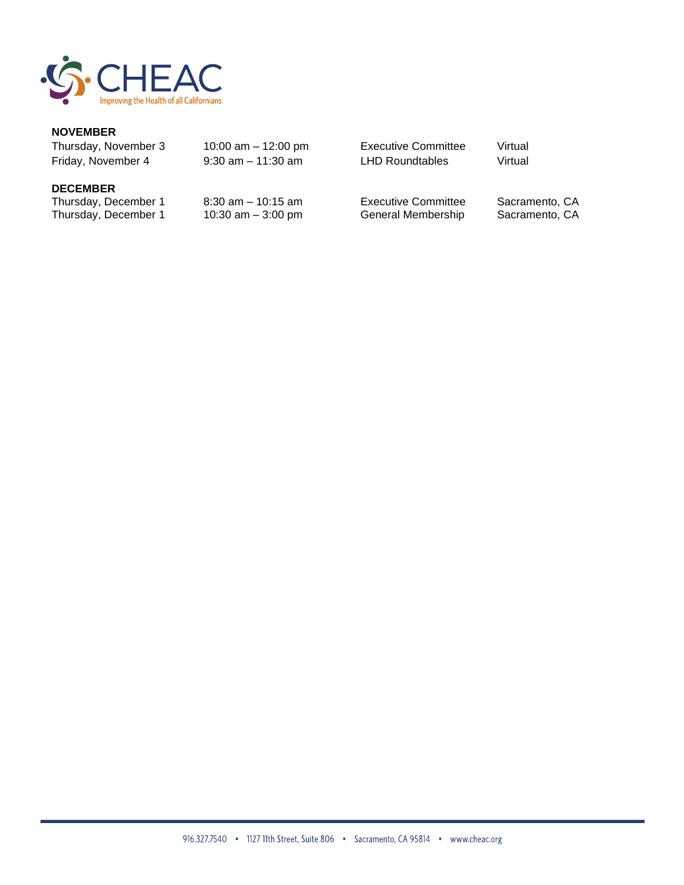**NOVEMBER**

| | | | |
|---|---|---|---|
| Thursday, November 3 | 10:00 am – 12:00 pm | Executive Committee | Virtual |
| Friday, November 4 | 9:30 am – 11:30 am | LHD Roundtables | Virtual |

**DECEMBER**

| | | | |
|---|---|---|---|
| Thursday, December 1 | 8:30 am – 10:15 am | Executive Committee | Sacramento, CA |
| Thursday, December 1 | 10:30 am – 3:00 pm | General Membership | Sacramento, CA |